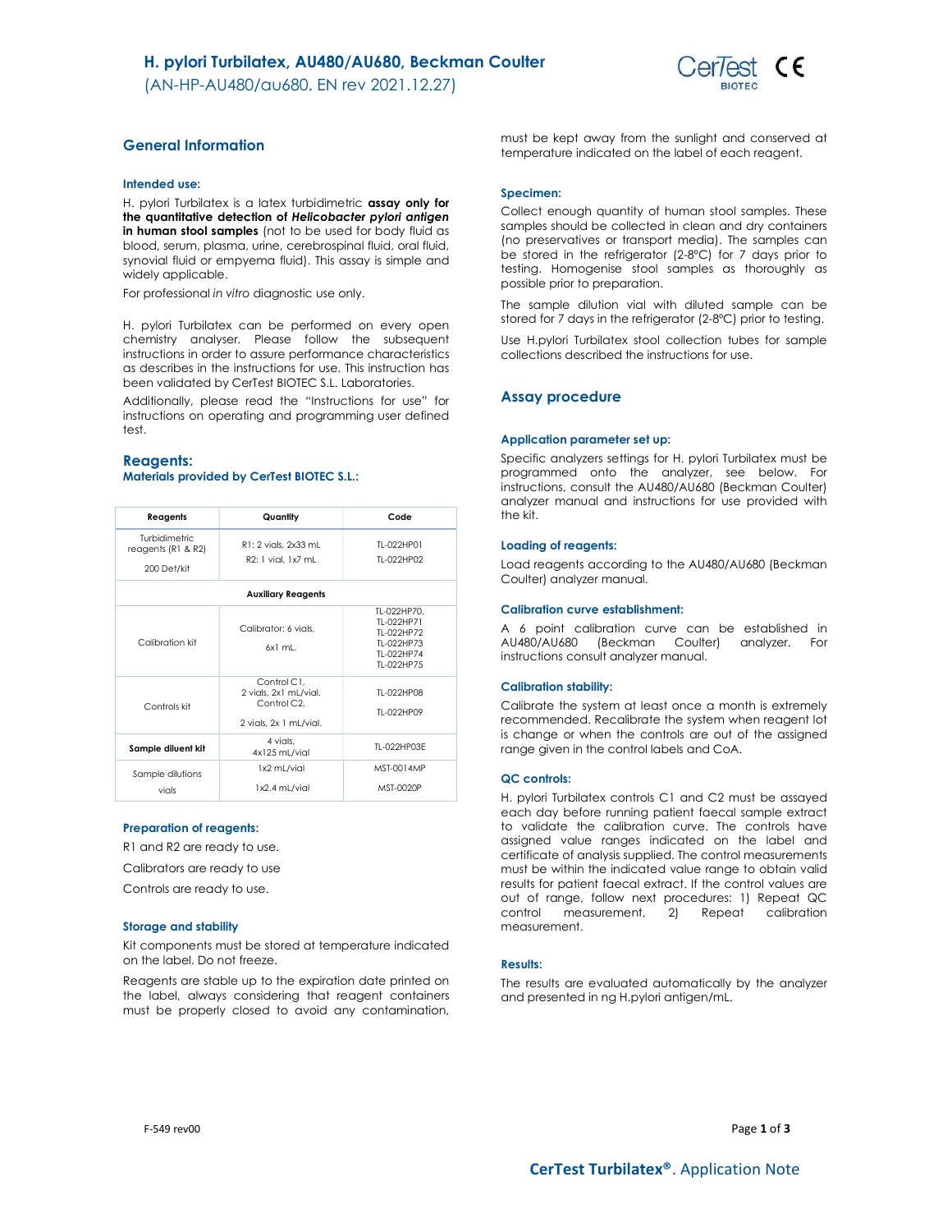# H. pylori Turbilatex, AU480/AU680, Beckman Coulter

(AN-HP-AU480/au680. EN rev 2021.12.27)

## General Information

### Intended use:

H. pylori Turbilatex is a latex turbidimetric **assay only for the quantitative detection of *Helicobacter pylori antigen* in human stool samples** (not to be used for body fluid as blood, serum, plasma, urine, cerebrospinal fluid, oral fluid, synovial fluid or empyema fluid). This assay is simple and widely applicable.

For professional *in vitro* diagnostic use only.

H. pylori Turbilatex can be performed on every open chemistry analyser. Please follow the subsequent instructions in order to assure performance characteristics as describes in the instructions for use. This instruction has been validated by CerTest BIOTEC S.L. Laboratories.

Additionally, please read the "Instructions for use" for instructions on operating and programming user defined test.

## Reagents:

### Materials provided by CerTest BIOTEC S.L.:

| Reagents | Quantity | Code |
|---|---|---|
| Turbidimetric reagents (R1 & R2) 200 Det/kit | R1: 2 vials, 2x33 mL<br>R2: 1 vial, 1x7 mL | TL-022HP01<br>TL-022HP02 |
| **Auxiliary Reagents** | | |
| Calibration kit | Calibrator: 6 vials, 6x1 mL. | TL-022HP70, TL-022HP71, TL-022HP72, TL-022HP73, TL-022HP74, TL-022HP75 |
| Controls kit | Control C1, 2 vials, 2x1 mL/vial. Control C2, 2 vials, 2x 1 mL/vial. | TL-022HP08<br>TL-022HP09 |
| **Sample diluent kit** | 4 vials, 4x125 mL/vial | TL-022HP03E |
| Sample dilutions vials | 1x2 mL/vial<br>1x2.4 mL/vial | MST-0014MP<br>MST-0020P |

### Preparation of reagents:

R1 and R2 are ready to use.

Calibrators are ready to use

Controls are ready to use.

### Storage and stability

Kit components must be stored at temperature indicated on the label. Do not freeze.

Reagents are stable up to the expiration date printed on the label, always considering that reagent containers must be properly closed to avoid any contamination, must be kept away from the sunlight and conserved at temperature indicated on the label of each reagent.

### Specimen:

Collect enough quantity of human stool samples. These samples should be collected in clean and dry containers (no preservatives or transport media). The samples can be stored in the refrigerator (2-8ºC) for 7 days prior to testing. Homogenise stool samples as thoroughly as possible prior to preparation.

The sample dilution vial with diluted sample can be stored for 7 days in the refrigerator (2-8ºC) prior to testing.

Use H.pylori Turbilatex stool collection tubes for sample collections described the instructions for use.

## Assay procedure

### Application parameter set up:

Specific analyzers settings for H. pylori Turbilatex must be programmed onto the analyzer, see below. For instructions, consult the AU480/AU680 (Beckman Coulter) analyzer manual and instructions for use provided with the kit.

### Loading of reagents:

Load reagents according to the AU480/AU680 (Beckman Coulter) analyzer manual.

### Calibration curve establishment:

A 6 point calibration curve can be established in AU480/AU680 (Beckman Coulter) analyzer. For instructions consult analyzer manual.

### Calibration stability:

Calibrate the system at least once a month is extremely recommended. Recalibrate the system when reagent lot is change or when the controls are out of the assigned range given in the control labels and CoA.

### QC controls:

H. pylori Turbilatex controls C1 and C2 must be assayed each day before running patient faecal sample extract to validate the calibration curve. The controls have assigned value ranges indicated on the label and certificate of analysis supplied. The control measurements must be within the indicated value range to obtain valid results for patient faecal extract. If the control values are out of range, follow next procedures: 1) Repeat QC control measurement, 2) Repeat calibration measurement.

### Results:

The results are evaluated automatically by the analyzer and presented in ng H.pylori antigen/mL.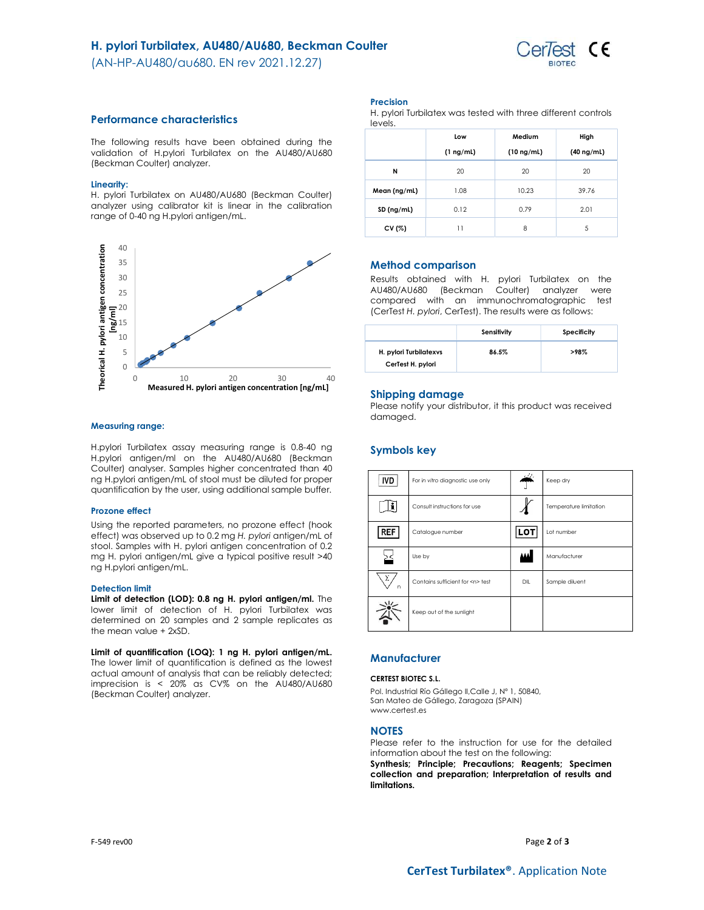## Performance characteristics

The following results have been obtained during the validation of H.pylori Turbilatex on the AU480/AU680 (Beckman Coulter) analyzer.

### Linearity:

H. pylori Turbilatex on AU480/AU680 (Beckman Coulter) analyzer using calibrator kit is linear in the calibration range of 0-40 ng H.pylori antigen/mL.

### Measuring range:

H.pylori Turbilatex assay measuring range is 0.8-40 ng H.pylori antigen/ml on the AU480/AU680 (Beckman Coulter) analyser. Samples higher concentrated than 40 ng H.pylori antigen/mL of stool must be diluted for proper quantification by the user, using additional sample buffer.

### Prozone effect

Using the reported parameters, no prozone effect (hook effect) was observed up to 0.2 mg *H. pylori* antigen/mL of stool. Samples with H. pylori antigen concentration of 0.2 mg H. pylori antigen/mL give a typical positive result >40 ng H.pylori antigen/mL.

### Detection limit

**Limit of detection (LOD): 0.8 ng H. pylori antigen/ml.** The lower limit of detection of H. pylori Turbilatex was determined on 20 samples and 2 sample replicates as the mean value + 2xSD.

**Limit of quantification (LOQ): 1 ng H. pylori antigen/mL.** The lower limit of quantification is defined as the lowest actual amount of analysis that can be reliably detected; imprecision is < 20% as CV% on the AU480/AU680 (Beckman Coulter) analyzer.

### Precision

H. pylori Turbilatex was tested with three different controls levels.

| | Low (1 ng/mL) | Medium (10 ng/mL) | High (40 ng/mL) |
|---|---|---|---|
| N | 20 | 20 | 20 |
| Mean (ng/mL) | 1.08 | 10.23 | 39.76 |
| SD (ng/mL) | 0.12 | 0.79 | 2.01 |
| CV (%) | 11 | 8 | 5 |

## Method comparison

Results obtained with H. pylori Turbilatex on the AU480/AU680 (Beckman Coulter) analyzer were compared with an immunochromatographic test (CerTest *H. pylori*, CerTest). The results were as follows:

| | Sensitivity | Specificity |
|---|---|---|
| H. pylori Turbilatexvs CerTest H. pylori | 86.5% | >98% |

## Shipping damage

Please notify your distributor, it this product was received damaged.

## Symbols key

| Symbol | Meaning | Symbol | Meaning |
|---|---|---|---|
| IVD | For in vitro diagnostic use only | | Keep dry |
| | Consult instructions for use | | Temperature limitation |
| REF | Catalogue number | LOT | Lot number |
| | Use by | | Manufacturer |
| | Contains sufficient for <n> test | DIL | Sample diluent |
| | Keep out of the sunlight | | |

## Manufacturer

**CERTEST BIOTEC S.L.**

Pol. Industrial Río Gállego II,Calle J, Nº 1, 50840,
San Mateo de Gállego, Zaragoza (SPAIN)
www.certest.es

## NOTES

Please refer to the instruction for use for the detailed information about the test on the following:
**Synthesis; Principle; Precautions; Reagents; Specimen collection and preparation; Interpretation of results and limitations.**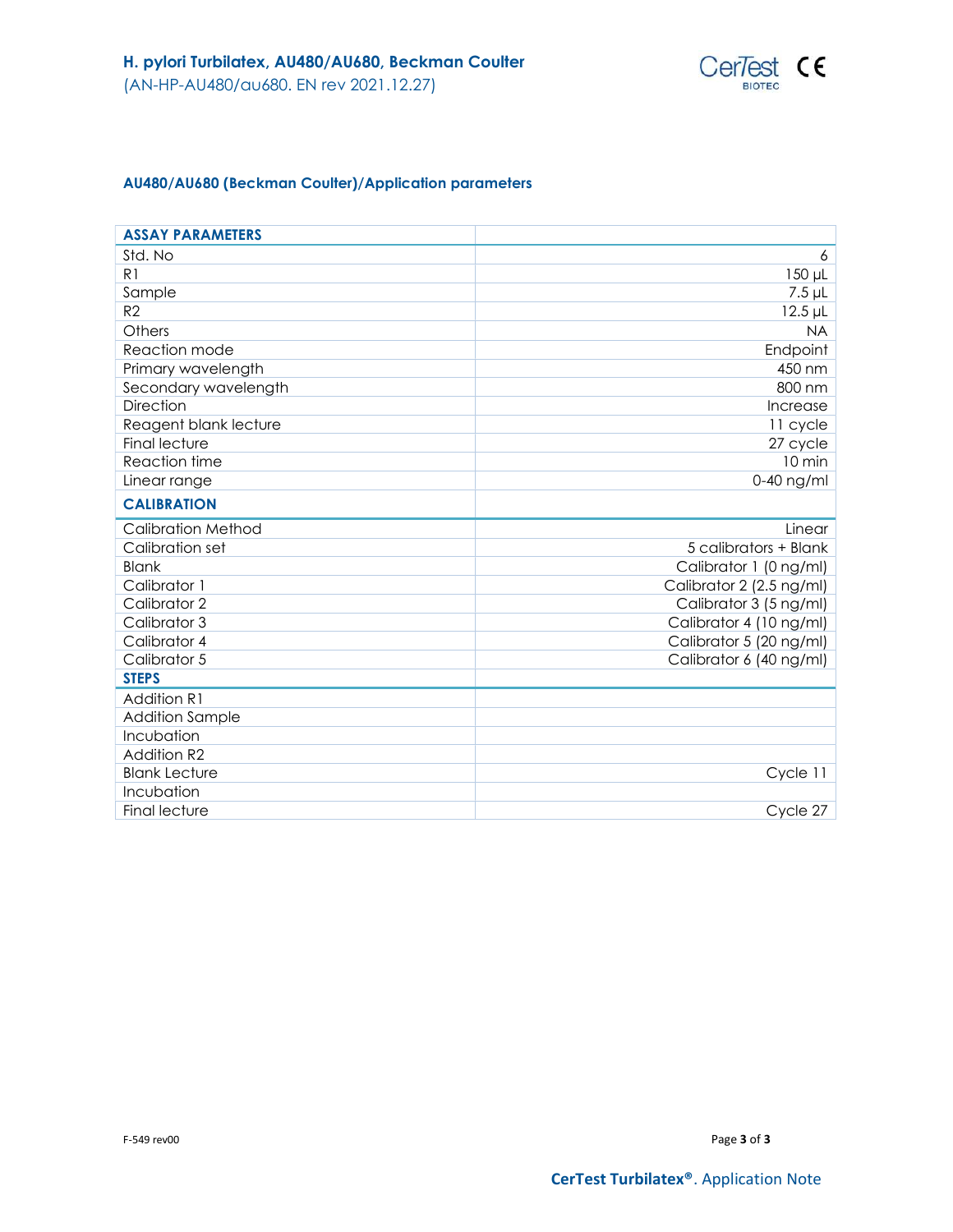## AU480/AU680 (Beckman Coulter)/Application parameters

| **ASSAY PARAMETERS** | |
|---|---|
| Std. No | 6 |
| R1 | 150 µL |
| Sample | 7.5 µL |
| R2 | 12.5 µL |
| Others | NA |
| Reaction mode | Endpoint |
| Primary wavelength | 450 nm |
| Secondary wavelength | 800 nm |
| Direction | Increase |
| Reagent blank lecture | 11 cycle |
| Final lecture | 27 cycle |
| Reaction time | 10 min |
| Linear range | 0-40 ng/ml |
| **CALIBRATION** | |
| Calibration Method | Linear |
| Calibration set | 5 calibrators + Blank |
| Blank | Calibrator 1 (0 ng/ml) |
| Calibrator 1 | Calibrator 2 (2.5 ng/ml) |
| Calibrator 2 | Calibrator 3 (5 ng/ml) |
| Calibrator 3 | Calibrator 4 (10 ng/ml) |
| Calibrator 4 | Calibrator 5 (20 ng/ml) |
| Calibrator 5 | Calibrator 6 (40 ng/ml) |
| **STEPS** | |
| Addition R1 | |
| Addition Sample | |
| Incubation | |
| Addition R2 | |
| Blank Lecture | Cycle 11 |
| Incubation | |
| Final lecture | Cycle 27 |

**CerTest Turbilatex®**. Application Note